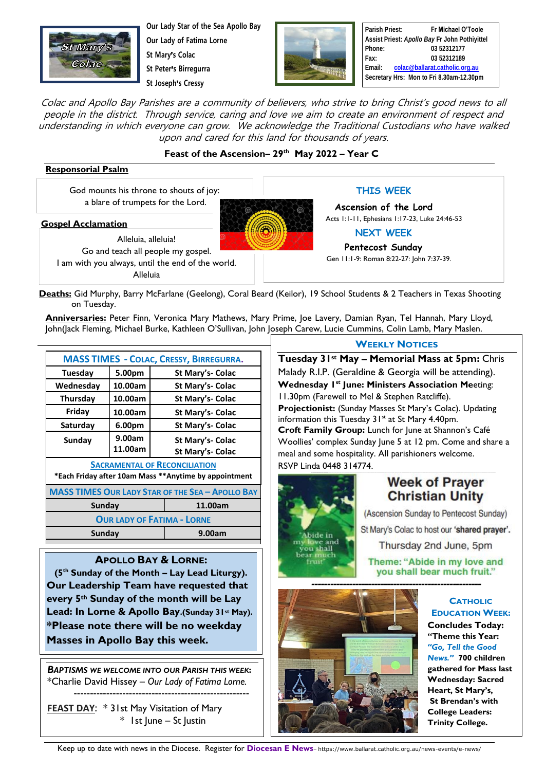Our Lady Star of the Sea Apollo Bay
Our Lady of Fatima Lorne
St Mary's Colac
St Peter's Birregurra
St Joseph's Cressy

Parish Priest: Fr Michael O'Toole
Assist Priest: *Apollo Bay* Fr John Pothiyittel
Phone: 03 52312177
Fax: 03 52312189
Email: colac@ballarat.catholic.org.au
Secretary Hrs: Mon to Fri 8.30am-12.30pm

*Colac and Apollo Bay Parishes are a community of believers, who strive to bring Christ's good news to all people in the district. Through service, caring and love we aim to create an environment of respect and understanding in which everyone can grow. We acknowledge the Traditional Custodians who have walked upon and cared for this land for thousands of years.*

**Feast of the Ascension– 29th May 2022 – Year C**

**Responsorial Psalm**

God mounts his throne to shouts of joy:
a blare of trumpets for the Lord.

**Gospel Acclamation**

Alleluia, alleluia!
Go and teach all people my gospel.
I am with you always, until the end of the world.
Alleluia

## THIS WEEK

**Ascension of the Lord**
Acts 1:1-11, Ephesians 1:17-23, Luke 24:46-53

## NEXT WEEK

**Pentecost Sunday**
Gen 11:1-9: Roman 8:22-27: John 7:37-39.

**Deaths:** Gid Murphy, Barry McFarlane (Geelong), Coral Beard (Keilor), 19 School Students & 2 Teachers in Texas Shooting on Tuesday.

**Anniversaries:** Peter Finn, Veronica Mary Mathews, Mary Prime, Joe Lavery, Damian Ryan, Tel Hannah, Mary Lloyd, John(Jack Fleming, Michael Burke, Kathleen O'Sullivan, John Joseph Carew, Lucie Cummins, Colin Lamb, Mary Maslen.

| MASS TIMES - COLAC, CRESSY, BIRREGURRA. | | |
|---|---|---|
| Tuesday | 5.00pm | St Mary's- Colac |
| Wednesday | 10.00am | St Mary's- Colac |
| Thursday | 10.00am | St Mary's- Colac |
| Friday | 10.00am | St Mary's- Colac |
| Saturday | 6.00pm | St Mary's- Colac |
| Sunday | 9.00am<br>11.00am | St Mary's- Colac<br>St Mary's- Colac |

**SACRAMENTAL OF RECONCILIATION**
*Each Friday after 10am Mass **Anytime by appointment

| MASS TIMES OUR LADY STAR OF THE SEA – APOLLO BAY | |
|---|---|
| Sunday | 11.00am |
| **OUR LADY OF FATIMA - LORNE** | |
| Sunday | 9.00am |

## APOLLO BAY & LORNE:

**(5th Sunday of the Month – Lay Lead Liturgy). Our Leadership Team have requested that every 5th Sunday of the month will be Lay Lead: In Lorne & Apollo Bay.(Sunday 31st May). *Please note there will be no weekday Masses in Apollo Bay this week.**

***BAPTISMS WE WELCOME INTO OUR PARISH THIS WEEK:***
*Charlie David Hissey – *Our Lady of Fatima Lorne.*

---

**FEAST DAY**: * 31st May Visitation of Mary
* 1st June – St Justin

## WEEKLY NOTICES

**Tuesday 31st May – Memorial Mass at 5pm:** Chris Malady R.I.P. (Geraldine & Georgia will be attending).
**Wednesday 1st June: Ministers Association Meeting:** 11.30pm (Farewell to Mel & Stephen Ratcliffe).
**Projectionist:** (Sunday Masses St Mary's Colac). Updating information this Tuesday 31st at St Mary 4.40pm.
**Croft Family Group:** Lunch for June at Shannon's Café Woollies' complex Sunday June 5 at 12 pm. Come and share a meal and some hospitality. All parishioners welcome.
RSVP Linda 0448 314774.

## Week of Prayer Christian Unity

(Ascension Sunday to Pentecost Sunday)
St Mary's Colac to host our **'shared prayer'.**
Thursday 2nd June, 5pm
**Theme: "Abide in my love and you shall bear much fruit."**

---

## CATHOLIC EDUCATION WEEK:

**Concludes Today: "Theme this Year: *"Go, Tell the Good News."* 700 children gathered for Mass last Wednesday: Sacred Heart, St Mary's, St Brendan's with College Leaders: Trinity College.**

Keep up to date with news in the Diocese. Register for **Diocesan E News**– https://www.ballarat.catholic.org.au/news-events/e-news/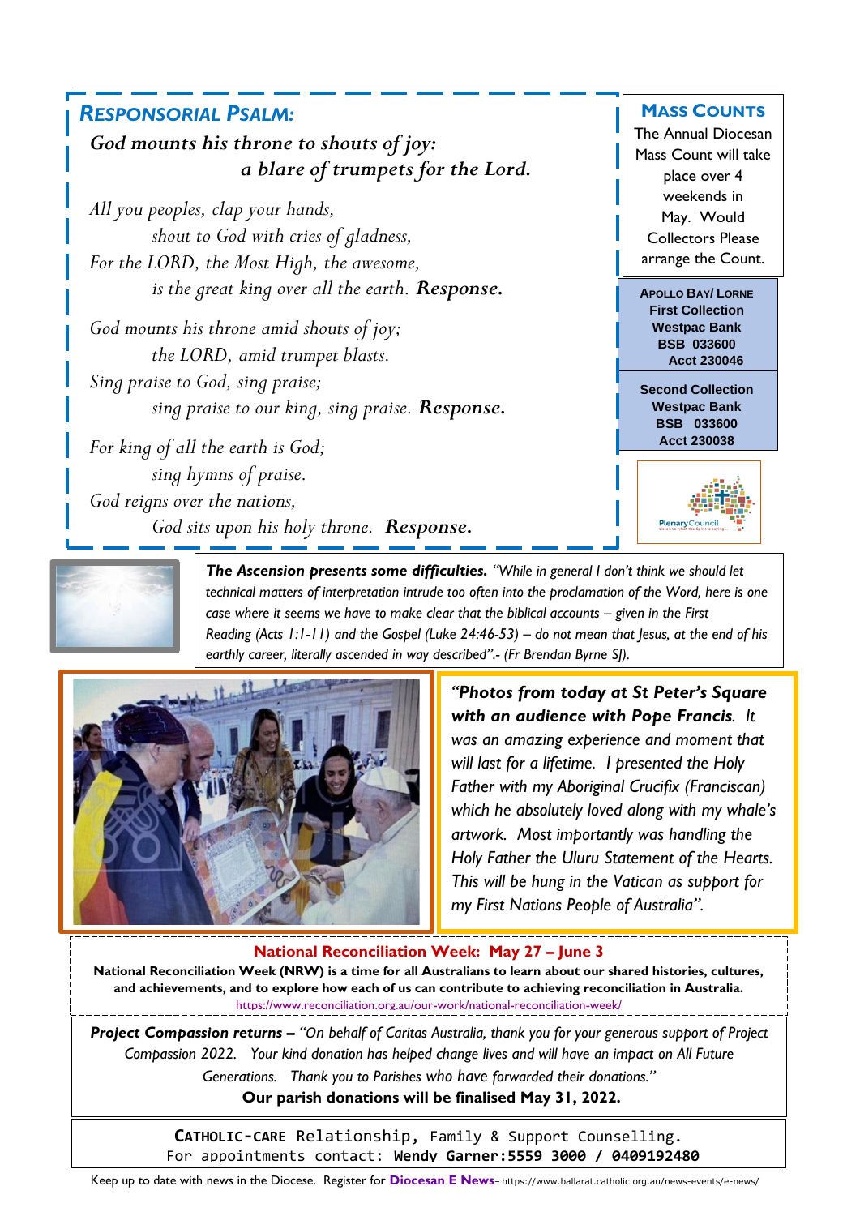## *RESPONSORIAL PSALM:*

***God mounts his throne to shouts of joy:***
***a blare of trumpets for the Lord.***

*All you peoples, clap your hands,*
*shout to God with cries of gladness,*
*For the LORD, the Most High, the awesome,*
*is the great king over all the earth.* ***Response.***

*God mounts his throne amid shouts of joy;*
*the LORD, amid trumpet blasts.*
*Sing praise to God, sing praise;*
*sing praise to our king, sing praise.* ***Response.***

*For king of all the earth is God;*
*sing hymns of praise.*
*God reigns over the nations,*
*God sits upon his holy throne.* ***Response.***

## MASS COUNTS

The Annual Diocesan Mass Count will take place over 4 weekends in May. Would Collectors Please arrange the Count.

**APOLLO BAY/ LORNE**
**First Collection**
**Westpac Bank**
**BSB 033600**
**Acct 230046**

**Second Collection**
**Westpac Bank**
**BSB 033600**
**Acct 230038**

Plenary Council

***The Ascension presents some difficulties.*** *"While in general I don't think we should let technical matters of interpretation intrude too often into the proclamation of the Word, here is one case where it seems we have to make clear that the biblical accounts – given in the First Reading (Acts 1:1-11) and the Gospel (Luke 24:46-53) – do not mean that Jesus, at the end of his earthly career, literally ascended in way described".- (Fr Brendan Byrne SJ).*

*"**Photos from today at St Peter's Square with an audience with Pope Francis**. It was an amazing experience and moment that will last for a lifetime. I presented the Holy Father with my Aboriginal Crucifix (Franciscan) which he absolutely loved along with my whale's artwork. Most importantly was handling the Holy Father the Uluru Statement of the Hearts. This will be hung in the Vatican as support for my First Nations People of Australia".*

**National Reconciliation Week: May 27 – June 3**

**National Reconciliation Week (NRW) is a time for all Australians to learn about our shared histories, cultures, and achievements, and to explore how each of us can contribute to achieving reconciliation in Australia.**
https://www.reconciliation.org.au/our-work/national-reconciliation-week/

***Project Compassion returns –*** *"On behalf of Caritas Australia, thank you for your generous support of Project Compassion 2022. Your kind donation has helped change lives and will have an impact on All Future Generations. Thank you to Parishes who have forwarded their donations."*
**Our parish donations will be finalised May 31, 2022.**

**CATHOLIC-CARE** Relationship, Family & Support Counselling.
For appointments contact: **Wendy Garner:5559 3000 / 0409192480**

Keep up to date with news in the Diocese. Register for **Diocesan E News**– https://www.ballarat.catholic.org.au/news-events/e-news/